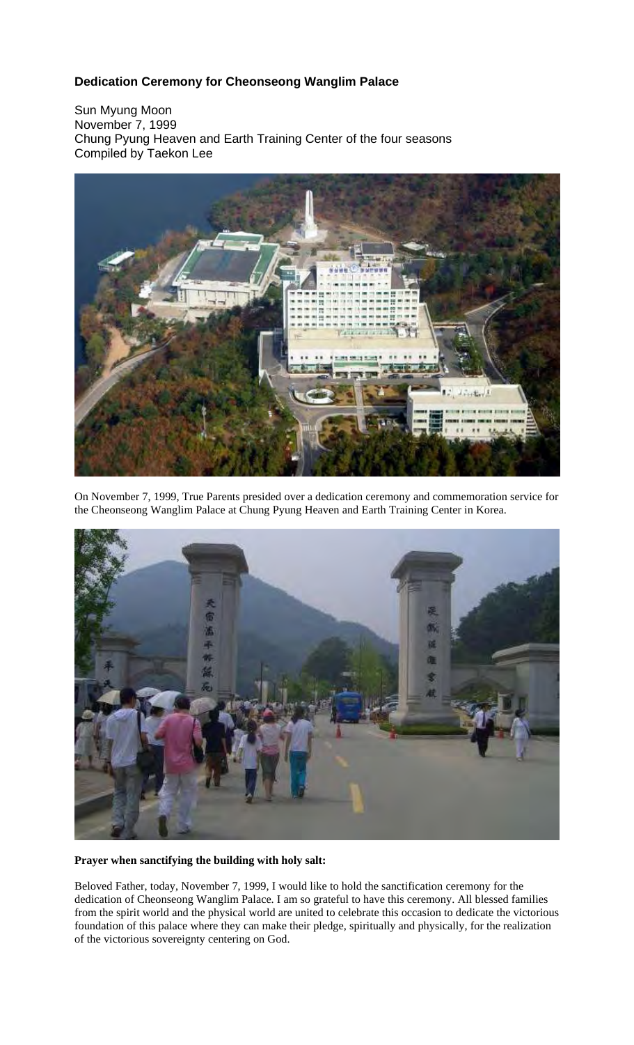**Dedication Ceremony for Cheonseong Wanglim Palace**

Sun Myung Moon
November 7, 1999
Chung Pyung Heaven and Earth Training Center of the four seasons
Compiled by Taekon Lee

On November 7, 1999, True Parents presided over a dedication ceremony and commemoration service for the Cheonseong Wanglim Palace at Chung Pyung Heaven and Earth Training Center in Korea.

**Prayer when sanctifying the building with holy salt:**

Beloved Father, today, November 7, 1999, I would like to hold the sanctification ceremony for the dedication of Cheonseong Wanglim Palace. I am so grateful to have this ceremony. All blessed families from the spirit world and the physical world are united to celebrate this occasion to dedicate the victorious foundation of this palace where they can make their pledge, spiritually and physically, for the realization of the victorious sovereignty centering on God.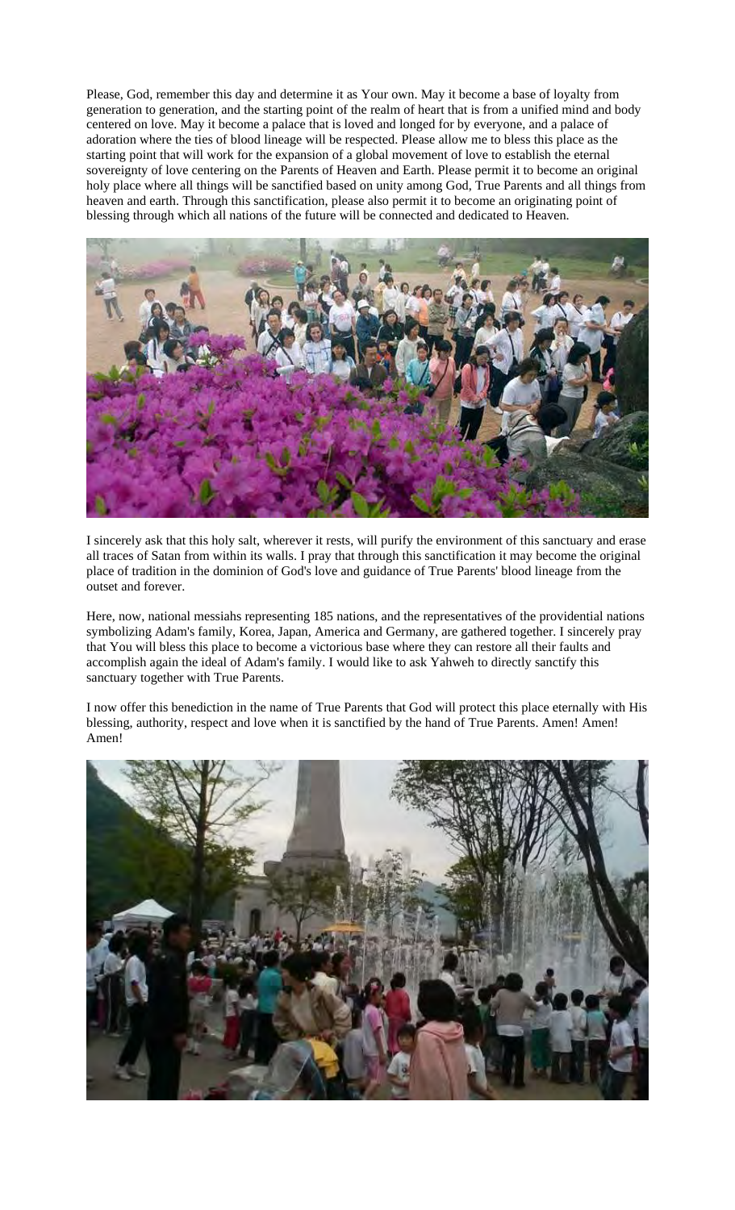Please, God, remember this day and determine it as Your own. May it become a base of loyalty from generation to generation, and the starting point of the realm of heart that is from a unified mind and body centered on love. May it become a palace that is loved and longed for by everyone, and a palace of adoration where the ties of blood lineage will be respected. Please allow me to bless this place as the starting point that will work for the expansion of a global movement of love to establish the eternal sovereignty of love centering on the Parents of Heaven and Earth. Please permit it to become an original holy place where all things will be sanctified based on unity among God, True Parents and all things from heaven and earth. Through this sanctification, please also permit it to become an originating point of blessing through which all nations of the future will be connected and dedicated to Heaven.

I sincerely ask that this holy salt, wherever it rests, will purify the environment of this sanctuary and erase all traces of Satan from within its walls. I pray that through this sanctification it may become the original place of tradition in the dominion of God's love and guidance of True Parents' blood lineage from the outset and forever.

Here, now, national messiahs representing 185 nations, and the representatives of the providential nations symbolizing Adam's family, Korea, Japan, America and Germany, are gathered together. I sincerely pray that You will bless this place to become a victorious base where they can restore all their faults and accomplish again the ideal of Adam's family. I would like to ask Yahweh to directly sanctify this sanctuary together with True Parents.

I now offer this benediction in the name of True Parents that God will protect this place eternally with His blessing, authority, respect and love when it is sanctified by the hand of True Parents. Amen! Amen! Amen!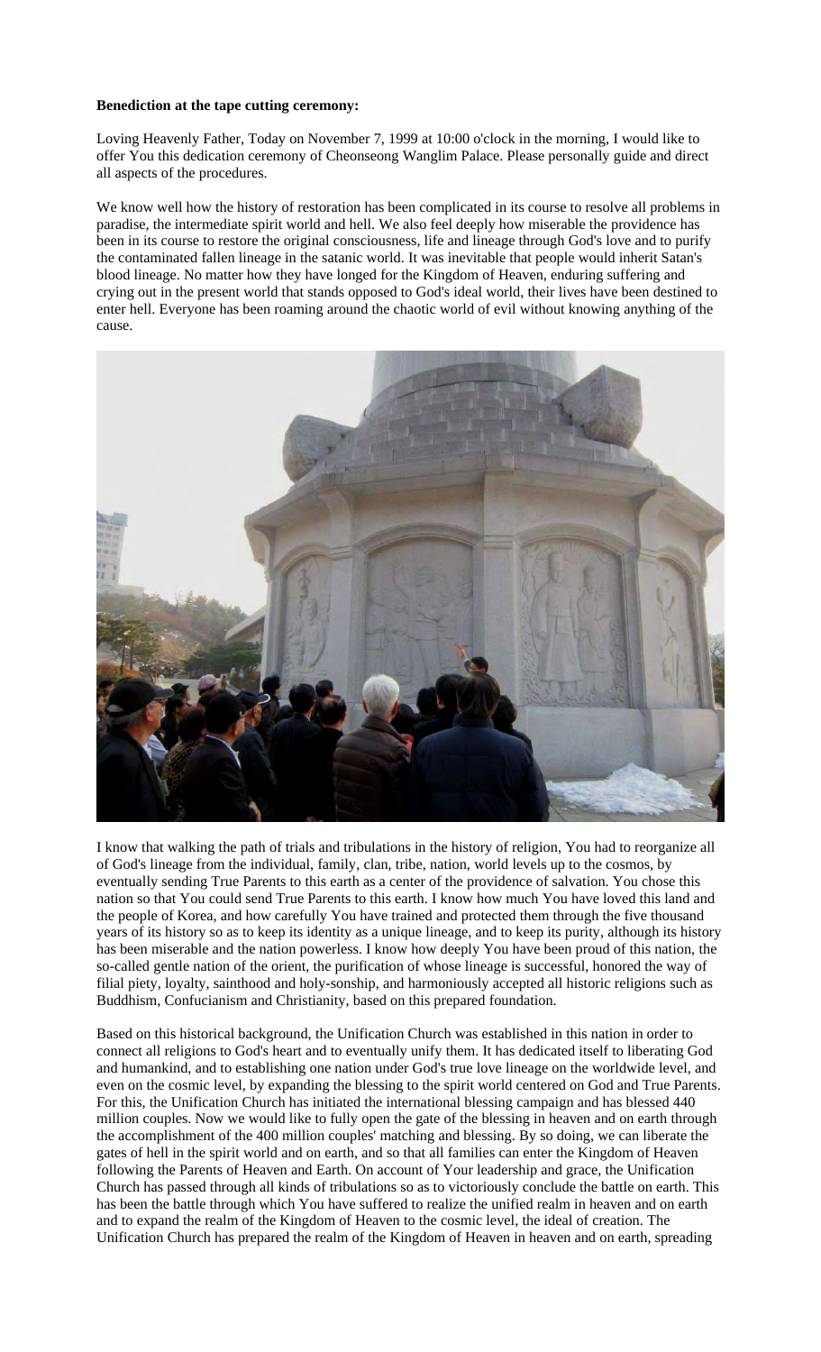**Benediction at the tape cutting ceremony:**

Loving Heavenly Father, Today on November 7, 1999 at 10:00 o'clock in the morning, I would like to offer You this dedication ceremony of Cheonseong Wanglim Palace. Please personally guide and direct all aspects of the procedures.

We know well how the history of restoration has been complicated in its course to resolve all problems in paradise, the intermediate spirit world and hell. We also feel deeply how miserable the providence has been in its course to restore the original consciousness, life and lineage through God's love and to purify the contaminated fallen lineage in the satanic world. It was inevitable that people would inherit Satan's blood lineage. No matter how they have longed for the Kingdom of Heaven, enduring suffering and crying out in the present world that stands opposed to God's ideal world, their lives have been destined to enter hell. Everyone has been roaming around the chaotic world of evil without knowing anything of the cause.

I know that walking the path of trials and tribulations in the history of religion, You had to reorganize all of God's lineage from the individual, family, clan, tribe, nation, world levels up to the cosmos, by eventually sending True Parents to this earth as a center of the providence of salvation. You chose this nation so that You could send True Parents to this earth. I know how much You have loved this land and the people of Korea, and how carefully You have trained and protected them through the five thousand years of its history so as to keep its identity as a unique lineage, and to keep its purity, although its history has been miserable and the nation powerless. I know how deeply You have been proud of this nation, the so-called gentle nation of the orient, the purification of whose lineage is successful, honored the way of filial piety, loyalty, sainthood and holy-sonship, and harmoniously accepted all historic religions such as Buddhism, Confucianism and Christianity, based on this prepared foundation.

Based on this historical background, the Unification Church was established in this nation in order to connect all religions to God's heart and to eventually unify them. It has dedicated itself to liberating God and humankind, and to establishing one nation under God's true love lineage on the worldwide level, and even on the cosmic level, by expanding the blessing to the spirit world centered on God and True Parents. For this, the Unification Church has initiated the international blessing campaign and has blessed 440 million couples. Now we would like to fully open the gate of the blessing in heaven and on earth through the accomplishment of the 400 million couples' matching and blessing. By so doing, we can liberate the gates of hell in the spirit world and on earth, and so that all families can enter the Kingdom of Heaven following the Parents of Heaven and Earth. On account of Your leadership and grace, the Unification Church has passed through all kinds of tribulations so as to victoriously conclude the battle on earth. This has been the battle through which You have suffered to realize the unified realm in heaven and on earth and to expand the realm of the Kingdom of Heaven to the cosmic level, the ideal of creation. The Unification Church has prepared the realm of the Kingdom of Heaven in heaven and on earth, spreading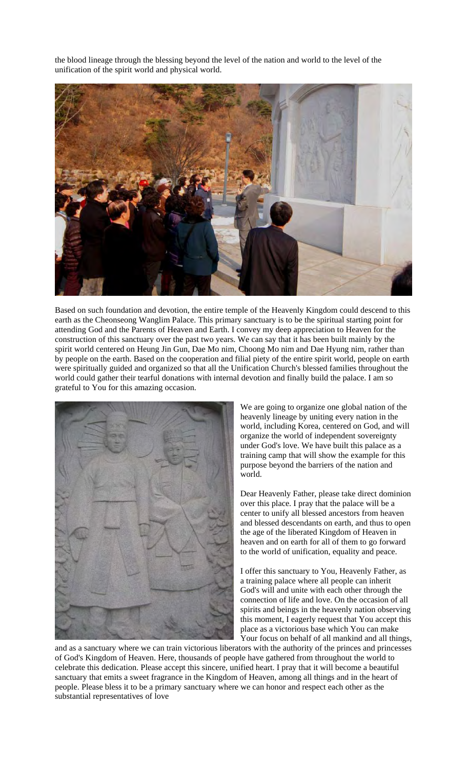the blood lineage through the blessing beyond the level of the nation and world to the level of the unification of the spirit world and physical world.

Based on such foundation and devotion, the entire temple of the Heavenly Kingdom could descend to this earth as the Cheonseong Wanglim Palace. This primary sanctuary is to be the spiritual starting point for attending God and the Parents of Heaven and Earth. I convey my deep appreciation to Heaven for the construction of this sanctuary over the past two years. We can say that it has been built mainly by the spirit world centered on Heung Jin Gun, Dae Mo nim, Choong Mo nim and Dae Hyung nim, rather than by people on the earth. Based on the cooperation and filial piety of the entire spirit world, people on earth were spiritually guided and organized so that all the Unification Church's blessed families throughout the world could gather their tearful donations with internal devotion and finally build the palace. I am so grateful to You for this amazing occasion.

We are going to organize one global nation of the heavenly lineage by uniting every nation in the world, including Korea, centered on God, and will organize the world of independent sovereignty under God's love. We have built this palace as a training camp that will show the example for this purpose beyond the barriers of the nation and world.

Dear Heavenly Father, please take direct dominion over this place. I pray that the palace will be a center to unify all blessed ancestors from heaven and blessed descendants on earth, and thus to open the age of the liberated Kingdom of Heaven in heaven and on earth for all of them to go forward to the world of unification, equality and peace.

I offer this sanctuary to You, Heavenly Father, as a training palace where all people can inherit God's will and unite with each other through the connection of life and love. On the occasion of all spirits and beings in the heavenly nation observing this moment, I eagerly request that You accept this place as a victorious base which You can make Your focus on behalf of all mankind and all things, and as a sanctuary where we can train victorious liberators with the authority of the princes and princesses of God's Kingdom of Heaven. Here, thousands of people have gathered from throughout the world to celebrate this dedication. Please accept this sincere, unified heart. I pray that it will become a beautiful sanctuary that emits a sweet fragrance in the Kingdom of Heaven, among all things and in the heart of people. Please bless it to be a primary sanctuary where we can honor and respect each other as the substantial representatives of love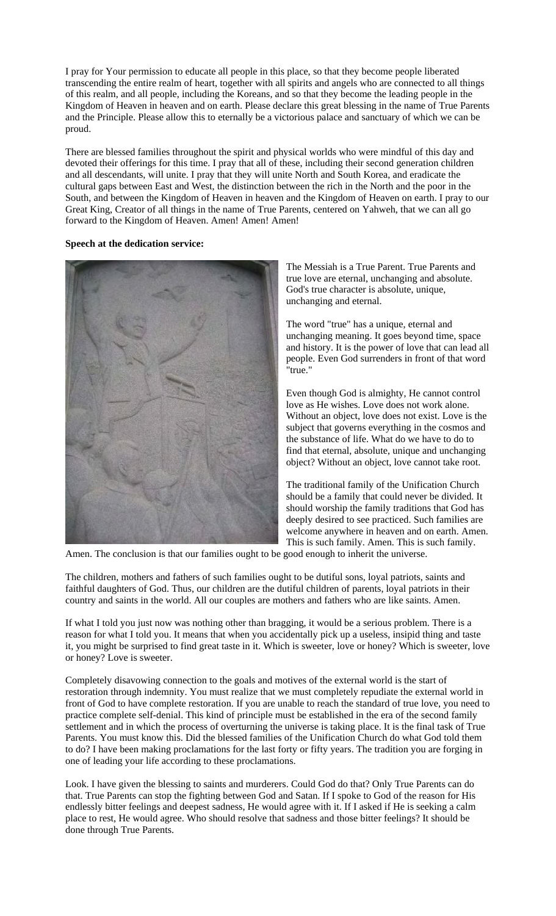I pray for Your permission to educate all people in this place, so that they become people liberated transcending the entire realm of heart, together with all spirits and angels who are connected to all things of this realm, and all people, including the Koreans, and so that they become the leading people in the Kingdom of Heaven in heaven and on earth. Please declare this great blessing in the name of True Parents and the Principle. Please allow this to eternally be a victorious palace and sanctuary of which we can be proud.

There are blessed families throughout the spirit and physical worlds who were mindful of this day and devoted their offerings for this time. I pray that all of these, including their second generation children and all descendants, will unite. I pray that they will unite North and South Korea, and eradicate the cultural gaps between East and West, the distinction between the rich in the North and the poor in the South, and between the Kingdom of Heaven in heaven and the Kingdom of Heaven on earth. I pray to our Great King, Creator of all things in the name of True Parents, centered on Yahweh, that we can all go forward to the Kingdom of Heaven. Amen! Amen! Amen!

**Speech at the dedication service:**

The Messiah is a True Parent. True Parents and true love are eternal, unchanging and absolute. God's true character is absolute, unique, unchanging and eternal.

The word "true" has a unique, eternal and unchanging meaning. It goes beyond time, space and history. It is the power of love that can lead all people. Even God surrenders in front of that word "true."

Even though God is almighty, He cannot control love as He wishes. Love does not work alone. Without an object, love does not exist. Love is the subject that governs everything in the cosmos and the substance of life. What do we have to do to find that eternal, absolute, unique and unchanging object? Without an object, love cannot take root.

The traditional family of the Unification Church should be a family that could never be divided. It should worship the family traditions that God has deeply desired to see practiced. Such families are welcome anywhere in heaven and on earth. Amen. This is such family. Amen. This is such family. Amen. The conclusion is that our families ought to be good enough to inherit the universe.

The children, mothers and fathers of such families ought to be dutiful sons, loyal patriots, saints and faithful daughters of God. Thus, our children are the dutiful children of parents, loyal patriots in their country and saints in the world. All our couples are mothers and fathers who are like saints. Amen.

If what I told you just now was nothing other than bragging, it would be a serious problem. There is a reason for what I told you. It means that when you accidentally pick up a useless, insipid thing and taste it, you might be surprised to find great taste in it. Which is sweeter, love or honey? Which is sweeter, love or honey? Love is sweeter.

Completely disavowing connection to the goals and motives of the external world is the start of restoration through indemnity. You must realize that we must completely repudiate the external world in front of God to have complete restoration. If you are unable to reach the standard of true love, you need to practice complete self-denial. This kind of principle must be established in the era of the second family settlement and in which the process of overturning the universe is taking place. It is the final task of True Parents. You must know this. Did the blessed families of the Unification Church do what God told them to do? I have been making proclamations for the last forty or fifty years. The tradition you are forging in one of leading your life according to these proclamations.

Look. I have given the blessing to saints and murderers. Could God do that? Only True Parents can do that. True Parents can stop the fighting between God and Satan. If I spoke to God of the reason for His endlessly bitter feelings and deepest sadness, He would agree with it. If I asked if He is seeking a calm place to rest, He would agree. Who should resolve that sadness and those bitter feelings? It should be done through True Parents.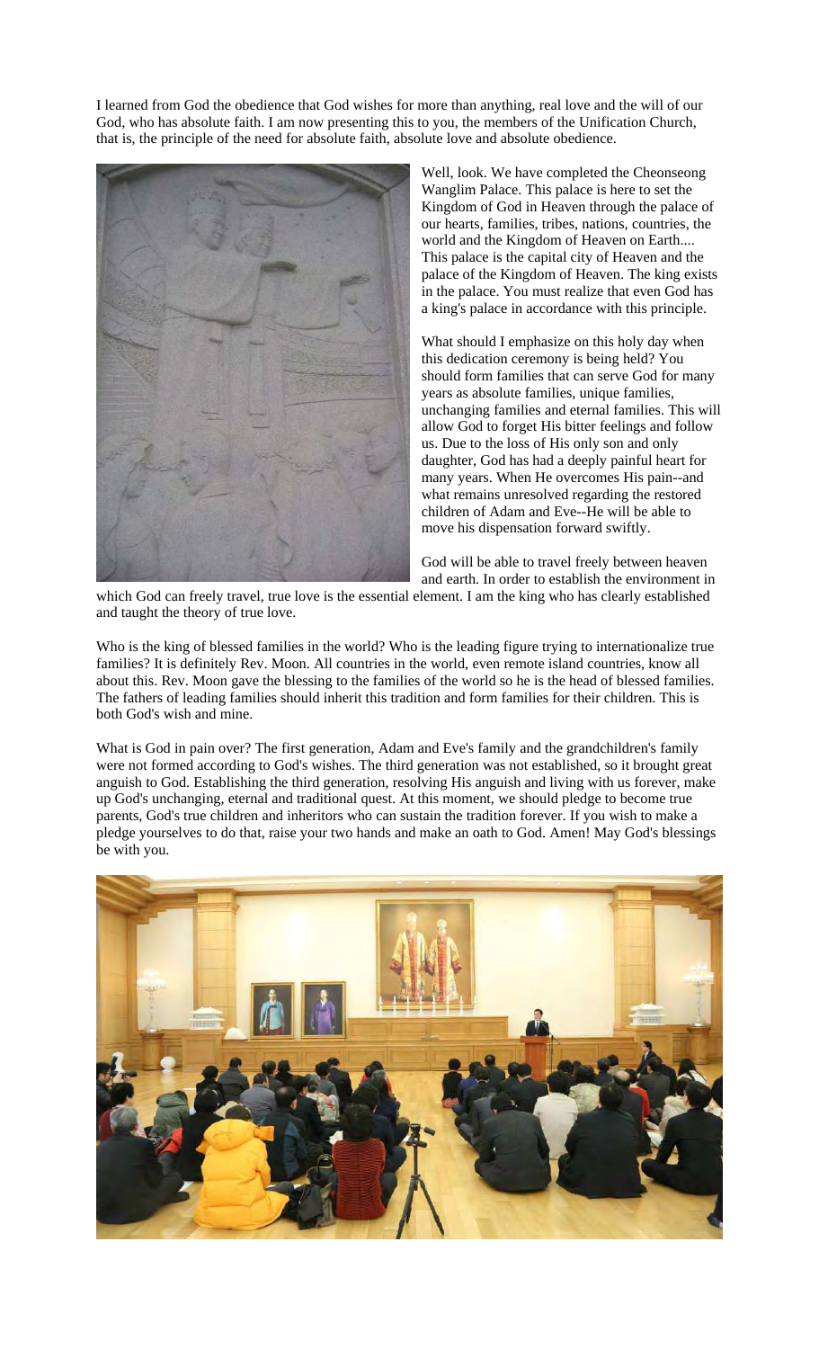I learned from God the obedience that God wishes for more than anything, real love and the will of our God, who has absolute faith. I am now presenting this to you, the members of the Unification Church, that is, the principle of the need for absolute faith, absolute love and absolute obedience.

Well, look. We have completed the Cheonseong Wanglim Palace. This palace is here to set the Kingdom of God in Heaven through the palace of our hearts, families, tribes, nations, countries, the world and the Kingdom of Heaven on Earth.... This palace is the capital city of Heaven and the palace of the Kingdom of Heaven. The king exists in the palace. You must realize that even God has a king's palace in accordance with this principle.

What should I emphasize on this holy day when this dedication ceremony is being held? You should form families that can serve God for many years as absolute families, unique families, unchanging families and eternal families. This will allow God to forget His bitter feelings and follow us. Due to the loss of His only son and only daughter, God has had a deeply painful heart for many years. When He overcomes His pain--and what remains unresolved regarding the restored children of Adam and Eve--He will be able to move his dispensation forward swiftly.

God will be able to travel freely between heaven and earth. In order to establish the environment in which God can freely travel, true love is the essential element. I am the king who has clearly established and taught the theory of true love.

Who is the king of blessed families in the world? Who is the leading figure trying to internationalize true families? It is definitely Rev. Moon. All countries in the world, even remote island countries, know all about this. Rev. Moon gave the blessing to the families of the world so he is the head of blessed families. The fathers of leading families should inherit this tradition and form families for their children. This is both God's wish and mine.

What is God in pain over? The first generation, Adam and Eve's family and the grandchildren's family were not formed according to God's wishes. The third generation was not established, so it brought great anguish to God. Establishing the third generation, resolving His anguish and living with us forever, make up God's unchanging, eternal and traditional quest. At this moment, we should pledge to become true parents, God's true children and inheritors who can sustain the tradition forever. If you wish to make a pledge yourselves to do that, raise your two hands and make an oath to God. Amen! May God's blessings be with you.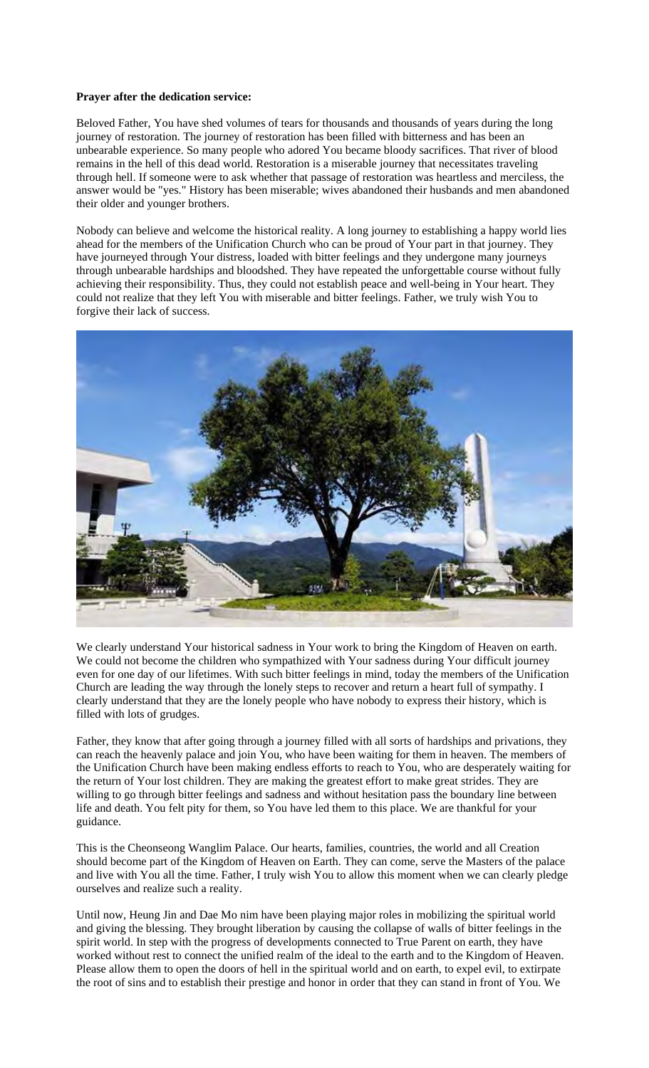**Prayer after the dedication service:**

Beloved Father, You have shed volumes of tears for thousands and thousands of years during the long journey of restoration. The journey of restoration has been filled with bitterness and has been an unbearable experience. So many people who adored You became bloody sacrifices. That river of blood remains in the hell of this dead world. Restoration is a miserable journey that necessitates traveling through hell. If someone were to ask whether that passage of restoration was heartless and merciless, the answer would be "yes." History has been miserable; wives abandoned their husbands and men abandoned their older and younger brothers.

Nobody can believe and welcome the historical reality. A long journey to establishing a happy world lies ahead for the members of the Unification Church who can be proud of Your part in that journey. They have journeyed through Your distress, loaded with bitter feelings and they undergone many journeys through unbearable hardships and bloodshed. They have repeated the unforgettable course without fully achieving their responsibility. Thus, they could not establish peace and well-being in Your heart. They could not realize that they left You with miserable and bitter feelings. Father, we truly wish You to forgive their lack of success.

We clearly understand Your historical sadness in Your work to bring the Kingdom of Heaven on earth. We could not become the children who sympathized with Your sadness during Your difficult journey even for one day of our lifetimes. With such bitter feelings in mind, today the members of the Unification Church are leading the way through the lonely steps to recover and return a heart full of sympathy. I clearly understand that they are the lonely people who have nobody to express their history, which is filled with lots of grudges.

Father, they know that after going through a journey filled with all sorts of hardships and privations, they can reach the heavenly palace and join You, who have been waiting for them in heaven. The members of the Unification Church have been making endless efforts to reach to You, who are desperately waiting for the return of Your lost children. They are making the greatest effort to make great strides. They are willing to go through bitter feelings and sadness and without hesitation pass the boundary line between life and death. You felt pity for them, so You have led them to this place. We are thankful for your guidance.

This is the Cheonseong Wanglim Palace. Our hearts, families, countries, the world and all Creation should become part of the Kingdom of Heaven on Earth. They can come, serve the Masters of the palace and live with You all the time. Father, I truly wish You to allow this moment when we can clearly pledge ourselves and realize such a reality.

Until now, Heung Jin and Dae Mo nim have been playing major roles in mobilizing the spiritual world and giving the blessing. They brought liberation by causing the collapse of walls of bitter feelings in the spirit world. In step with the progress of developments connected to True Parent on earth, they have worked without rest to connect the unified realm of the ideal to the earth and to the Kingdom of Heaven. Please allow them to open the doors of hell in the spiritual world and on earth, to expel evil, to extirpate the root of sins and to establish their prestige and honor in order that they can stand in front of You. We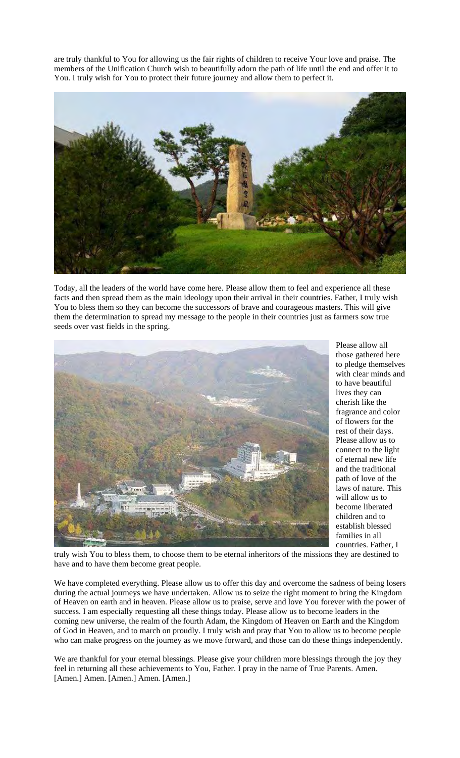are truly thankful to You for allowing us the fair rights of children to receive Your love and praise. The members of the Unification Church wish to beautifully adorn the path of life until the end and offer it to You. I truly wish for You to protect their future journey and allow them to perfect it.

Today, all the leaders of the world have come here. Please allow them to feel and experience all these facts and then spread them as the main ideology upon their arrival in their countries. Father, I truly wish You to bless them so they can become the successors of brave and courageous masters. This will give them the determination to spread my message to the people in their countries just as farmers sow true seeds over vast fields in the spring.

Please allow all those gathered here to pledge themselves with clear minds and to have beautiful lives they can cherish like the fragrance and color of flowers for the rest of their days. Please allow us to connect to the light of eternal new life and the traditional path of love of the laws of nature. This will allow us to become liberated children and to establish blessed families in all countries. Father, I truly wish You to bless them, to choose them to be eternal inheritors of the missions they are destined to have and to have them become great people.

We have completed everything. Please allow us to offer this day and overcome the sadness of being losers during the actual journeys we have undertaken. Allow us to seize the right moment to bring the Kingdom of Heaven on earth and in heaven. Please allow us to praise, serve and love You forever with the power of success. I am especially requesting all these things today. Please allow us to become leaders in the coming new universe, the realm of the fourth Adam, the Kingdom of Heaven on Earth and the Kingdom of God in Heaven, and to march on proudly. I truly wish and pray that You to allow us to become people who can make progress on the journey as we move forward, and those can do these things independently.

We are thankful for your eternal blessings. Please give your children more blessings through the joy they feel in returning all these achievements to You, Father. I pray in the name of True Parents. Amen. [Amen.] Amen. [Amen.] Amen. [Amen.]